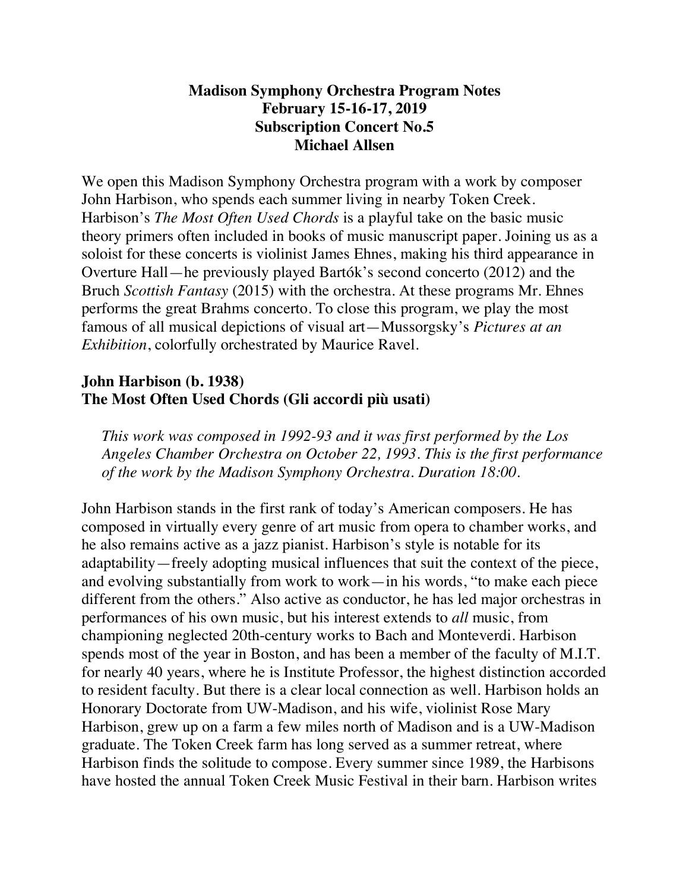**Madison Symphony Orchestra Program Notes**
**February 15-16-17, 2019**
**Subscription Concert No.5**
**Michael Allsen**

We open this Madison Symphony Orchestra program with a work by composer John Harbison, who spends each summer living in nearby Token Creek. Harbison's *The Most Often Used Chords* is a playful take on the basic music theory primers often included in books of music manuscript paper. Joining us as a soloist for these concerts is violinist James Ehnes, making his third appearance in Overture Hall—he previously played Bartók's second concerto (2012) and the Bruch *Scottish Fantasy* (2015) with the orchestra. At these programs Mr. Ehnes performs the great Brahms concerto. To close this program, we play the most famous of all musical depictions of visual art—Mussorgsky's *Pictures at an Exhibition*, colorfully orchestrated by Maurice Ravel.

## John Harbison (b. 1938)
## The Most Often Used Chords (Gli accordi più usati)

*This work was composed in 1992-93 and it was first performed by the Los Angeles Chamber Orchestra on October 22, 1993. This is the first performance of the work by the Madison Symphony Orchestra. Duration 18:00.*

John Harbison stands in the first rank of today's American composers. He has composed in virtually every genre of art music from opera to chamber works, and he also remains active as a jazz pianist. Harbison's style is notable for its adaptability—freely adopting musical influences that suit the context of the piece, and evolving substantially from work to work—in his words, "to make each piece different from the others." Also active as conductor, he has led major orchestras in performances of his own music, but his interest extends to *all* music, from championing neglected 20th-century works to Bach and Monteverdi. Harbison spends most of the year in Boston, and has been a member of the faculty of M.I.T. for nearly 40 years, where he is Institute Professor, the highest distinction accorded to resident faculty. But there is a clear local connection as well. Harbison holds an Honorary Doctorate from UW-Madison, and his wife, violinist Rose Mary Harbison, grew up on a farm a few miles north of Madison and is a UW-Madison graduate. The Token Creek farm has long served as a summer retreat, where Harbison finds the solitude to compose. Every summer since 1989, the Harbisons have hosted the annual Token Creek Music Festival in their barn. Harbison writes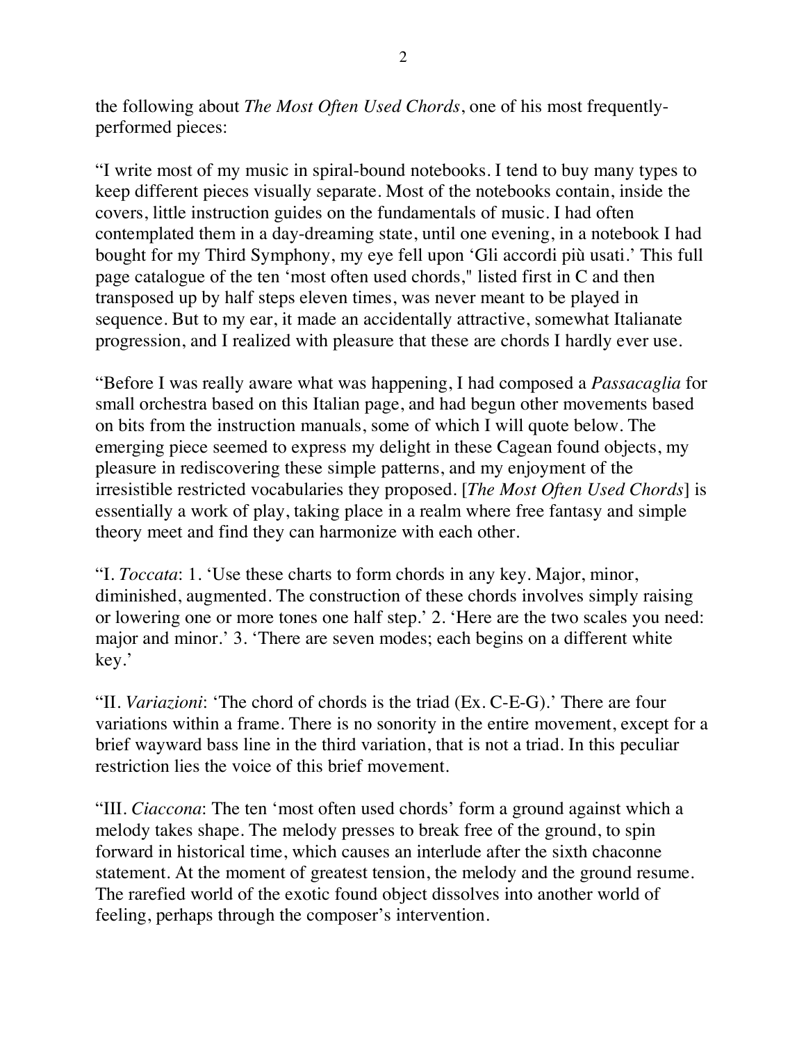the following about *The Most Often Used Chords*, one of his most frequently-performed pieces:

"I write most of my music in spiral-bound notebooks. I tend to buy many types to keep different pieces visually separate. Most of the notebooks contain, inside the covers, little instruction guides on the fundamentals of music. I had often contemplated them in a day-dreaming state, until one evening, in a notebook I had bought for my Third Symphony, my eye fell upon 'Gli accordi più usati.' This full page catalogue of the ten 'most often used chords," listed first in C and then transposed up by half steps eleven times, was never meant to be played in sequence. But to my ear, it made an accidentally attractive, somewhat Italianate progression, and I realized with pleasure that these are chords I hardly ever use.

"Before I was really aware what was happening, I had composed a *Passacaglia* for small orchestra based on this Italian page, and had begun other movements based on bits from the instruction manuals, some of which I will quote below. The emerging piece seemed to express my delight in these Cagean found objects, my pleasure in rediscovering these simple patterns, and my enjoyment of the irresistible restricted vocabularies they proposed. [*The Most Often Used Chords*] is essentially a work of play, taking place in a realm where free fantasy and simple theory meet and find they can harmonize with each other.

"I. *Toccata*: 1. 'Use these charts to form chords in any key. Major, minor, diminished, augmented. The construction of these chords involves simply raising or lowering one or more tones one half step.' 2. 'Here are the two scales you need: major and minor.' 3. 'There are seven modes; each begins on a different white key.'

"II. *Variazioni*: 'The chord of chords is the triad (Ex. C-E-G).' There are four variations within a frame. There is no sonority in the entire movement, except for a brief wayward bass line in the third variation, that is not a triad. In this peculiar restriction lies the voice of this brief movement.

"III. *Ciaccona*: The ten 'most often used chords' form a ground against which a melody takes shape. The melody presses to break free of the ground, to spin forward in historical time, which causes an interlude after the sixth chaconne statement. At the moment of greatest tension, the melody and the ground resume. The rarefied world of the exotic found object dissolves into another world of feeling, perhaps through the composer's intervention.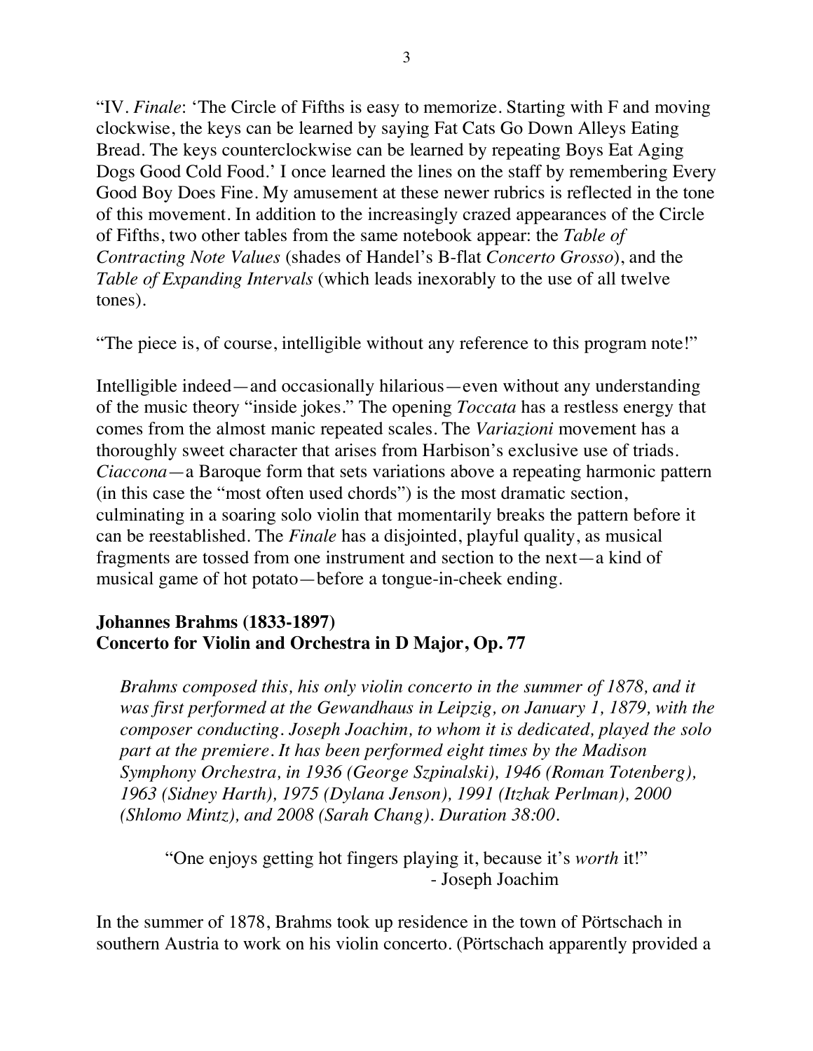"IV. *Finale*: 'The Circle of Fifths is easy to memorize. Starting with F and moving clockwise, the keys can be learned by saying Fat Cats Go Down Alleys Eating Bread. The keys counterclockwise can be learned by repeating Boys Eat Aging Dogs Good Cold Food.' I once learned the lines on the staff by remembering Every Good Boy Does Fine. My amusement at these newer rubrics is reflected in the tone of this movement. In addition to the increasingly crazed appearances of the Circle of Fifths, two other tables from the same notebook appear: the *Table of Contracting Note Values* (shades of Handel's B-flat *Concerto Grosso*), and the *Table of Expanding Intervals* (which leads inexorably to the use of all twelve tones).

"The piece is, of course, intelligible without any reference to this program note!"

Intelligible indeed—and occasionally hilarious—even without any understanding of the music theory "inside jokes." The opening *Toccata* has a restless energy that comes from the almost manic repeated scales. The *Variazioni* movement has a thoroughly sweet character that arises from Harbison's exclusive use of triads. *Ciaccona*—a Baroque form that sets variations above a repeating harmonic pattern (in this case the "most often used chords") is the most dramatic section, culminating in a soaring solo violin that momentarily breaks the pattern before it can be reestablished. The *Finale* has a disjointed, playful quality, as musical fragments are tossed from one instrument and section to the next—a kind of musical game of hot potato—before a tongue-in-cheek ending.

**Johannes Brahms (1833-1897)**
**Concerto for Violin and Orchestra in D Major, Op. 77**

> *Brahms composed this, his only violin concerto in the summer of 1878, and it was first performed at the Gewandhaus in Leipzig, on January 1, 1879, with the composer conducting. Joseph Joachim, to whom it is dedicated, played the solo part at the premiere. It has been performed eight times by the Madison Symphony Orchestra, in 1936 (George Szpinalski), 1946 (Roman Totenberg), 1963 (Sidney Harth), 1975 (Dylana Jenson), 1991 (Itzhak Perlman), 2000 (Shlomo Mintz), and 2008 (Sarah Chang). Duration 38:00.*

> "One enjoys getting hot fingers playing it, because it's *worth* it!"
> - Joseph Joachim

In the summer of 1878, Brahms took up residence in the town of Pörtschach in southern Austria to work on his violin concerto. (Pörtschach apparently provided a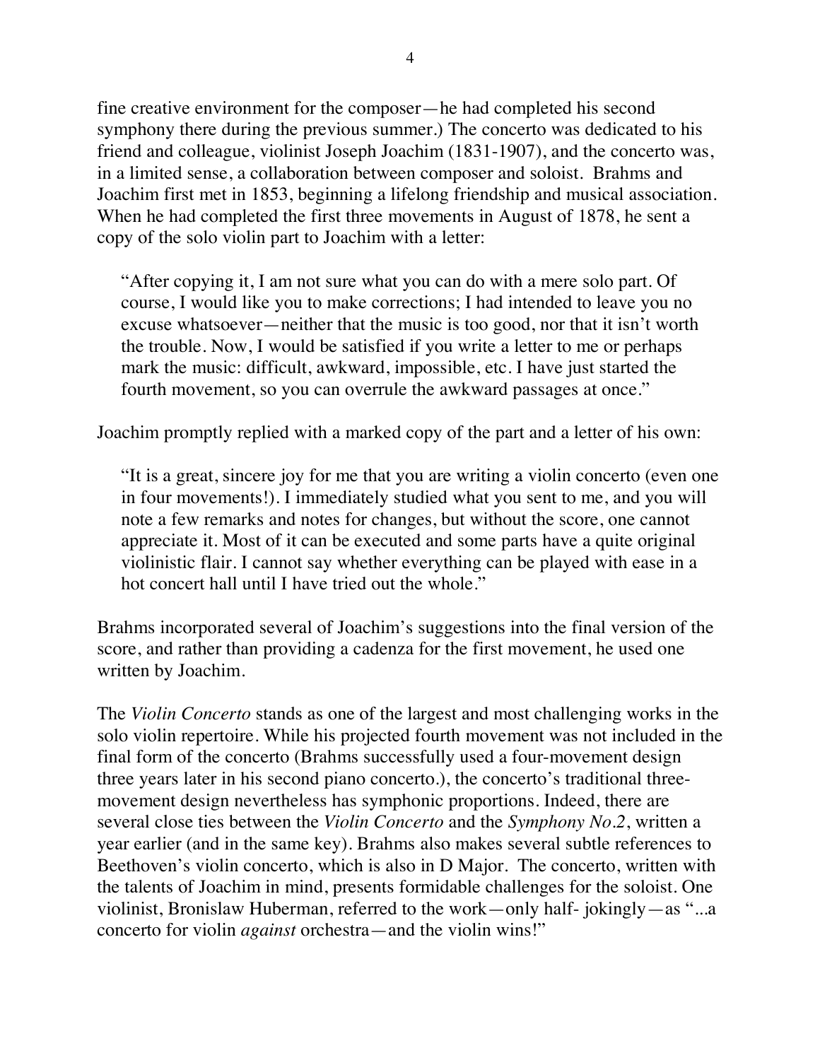fine creative environment for the composer—he had completed his second symphony there during the previous summer.) The concerto was dedicated to his friend and colleague, violinist Joseph Joachim (1831-1907), and the concerto was, in a limited sense, a collaboration between composer and soloist. Brahms and Joachim first met in 1853, beginning a lifelong friendship and musical association. When he had completed the first three movements in August of 1878, he sent a copy of the solo violin part to Joachim with a letter:

> "After copying it, I am not sure what you can do with a mere solo part. Of course, I would like you to make corrections; I had intended to leave you no excuse whatsoever—neither that the music is too good, nor that it isn't worth the trouble. Now, I would be satisfied if you write a letter to me or perhaps mark the music: difficult, awkward, impossible, etc. I have just started the fourth movement, so you can overrule the awkward passages at once."

Joachim promptly replied with a marked copy of the part and a letter of his own:

> "It is a great, sincere joy for me that you are writing a violin concerto (even one in four movements!). I immediately studied what you sent to me, and you will note a few remarks and notes for changes, but without the score, one cannot appreciate it. Most of it can be executed and some parts have a quite original violinistic flair. I cannot say whether everything can be played with ease in a hot concert hall until I have tried out the whole."

Brahms incorporated several of Joachim's suggestions into the final version of the score, and rather than providing a cadenza for the first movement, he used one written by Joachim.

The *Violin Concerto* stands as one of the largest and most challenging works in the solo violin repertoire. While his projected fourth movement was not included in the final form of the concerto (Brahms successfully used a four-movement design three years later in his second piano concerto.), the concerto's traditional three-movement design nevertheless has symphonic proportions. Indeed, there are several close ties between the *Violin Concerto* and the *Symphony No.2*, written a year earlier (and in the same key). Brahms also makes several subtle references to Beethoven's violin concerto, which is also in D Major. The concerto, written with the talents of Joachim in mind, presents formidable challenges for the soloist. One violinist, Bronislaw Huberman, referred to the work—only half- jokingly—as "...a concerto for violin *against* orchestra—and the violin wins!"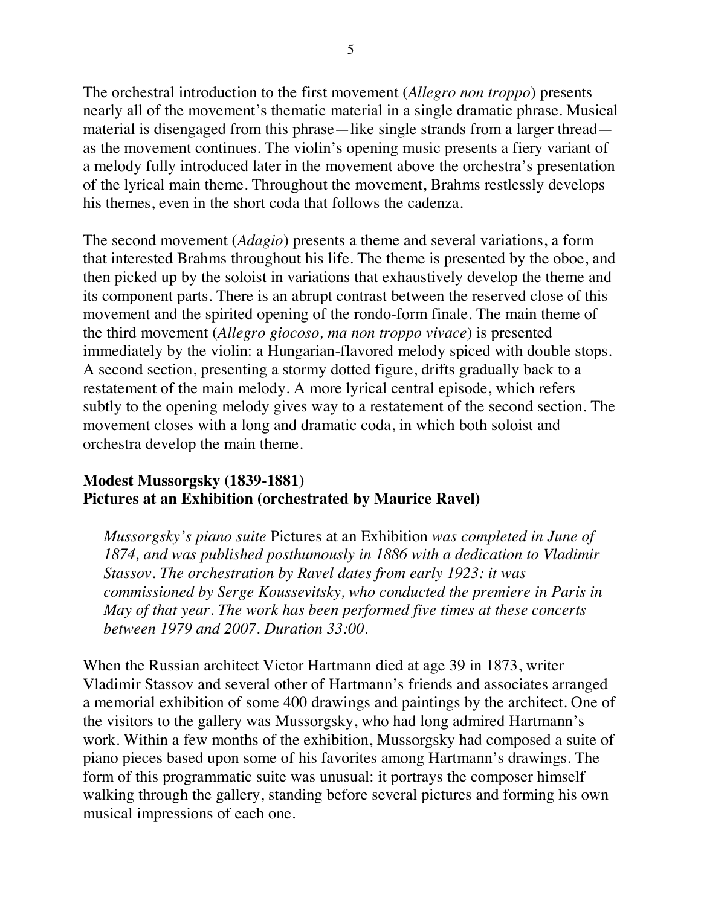The orchestral introduction to the first movement (*Allegro non troppo*) presents nearly all of the movement's thematic material in a single dramatic phrase. Musical material is disengaged from this phrase—like single strands from a larger thread—as the movement continues. The violin's opening music presents a fiery variant of a melody fully introduced later in the movement above the orchestra's presentation of the lyrical main theme. Throughout the movement, Brahms restlessly develops his themes, even in the short coda that follows the cadenza.

The second movement (*Adagio*) presents a theme and several variations, a form that interested Brahms throughout his life. The theme is presented by the oboe, and then picked up by the soloist in variations that exhaustively develop the theme and its component parts. There is an abrupt contrast between the reserved close of this movement and the spirited opening of the rondo-form finale. The main theme of the third movement (*Allegro giocoso, ma non troppo vivace*) is presented immediately by the violin: a Hungarian-flavored melody spiced with double stops. A second section, presenting a stormy dotted figure, drifts gradually back to a restatement of the main melody. A more lyrical central episode, which refers subtly to the opening melody gives way to a restatement of the second section. The movement closes with a long and dramatic coda, in which both soloist and orchestra develop the main theme.

**Modest Mussorgsky (1839-1881)**
**Pictures at an Exhibition (orchestrated by Maurice Ravel)**

> *Mussorgsky's piano suite* Pictures at an Exhibition *was completed in June of 1874, and was published posthumously in 1886 with a dedication to Vladimir Stassov. The orchestration by Ravel dates from early 1923: it was commissioned by Serge Koussevitsky, who conducted the premiere in Paris in May of that year. The work has been performed five times at these concerts between 1979 and 2007. Duration 33:00.*

When the Russian architect Victor Hartmann died at age 39 in 1873, writer Vladimir Stassov and several other of Hartmann's friends and associates arranged a memorial exhibition of some 400 drawings and paintings by the architect. One of the visitors to the gallery was Mussorgsky, who had long admired Hartmann's work. Within a few months of the exhibition, Mussorgsky had composed a suite of piano pieces based upon some of his favorites among Hartmann's drawings. The form of this programmatic suite was unusual: it portrays the composer himself walking through the gallery, standing before several pictures and forming his own musical impressions of each one.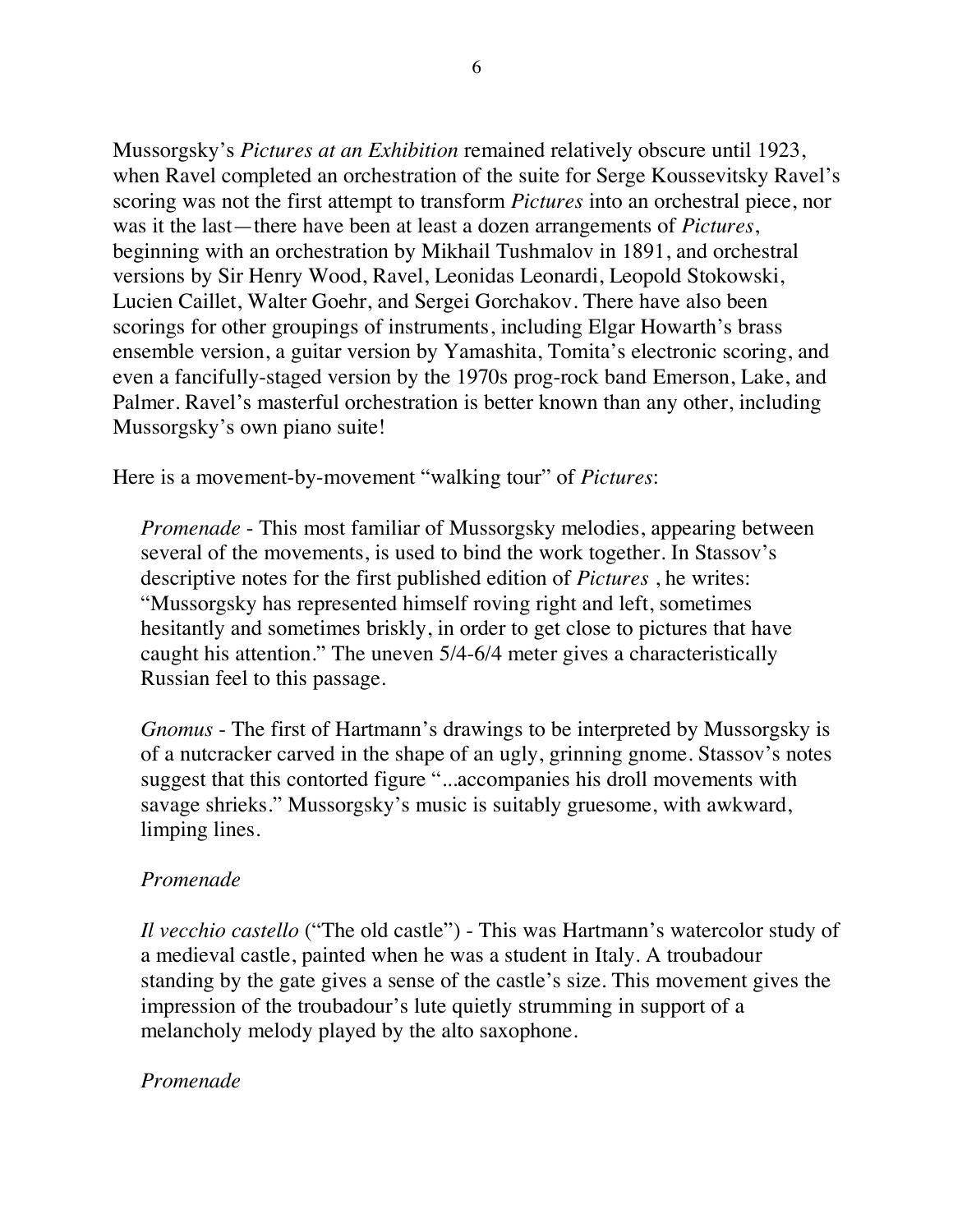Mussorgsky's *Pictures at an Exhibition* remained relatively obscure until 1923, when Ravel completed an orchestration of the suite for Serge Koussevitsky Ravel's scoring was not the first attempt to transform *Pictures* into an orchestral piece, nor was it the last—there have been at least a dozen arrangements of *Pictures*, beginning with an orchestration by Mikhail Tushmalov in 1891, and orchestral versions by Sir Henry Wood, Ravel, Leonidas Leonardi, Leopold Stokowski, Lucien Caillet, Walter Goehr, and Sergei Gorchakov. There have also been scorings for other groupings of instruments, including Elgar Howarth's brass ensemble version, a guitar version by Yamashita, Tomita's electronic scoring, and even a fancifully-staged version by the 1970s prog-rock band Emerson, Lake, and Palmer. Ravel's masterful orchestration is better known than any other, including Mussorgsky's own piano suite!

Here is a movement-by-movement "walking tour" of *Pictures*:

> *Promenade* - This most familiar of Mussorgsky melodies, appearing between several of the movements, is used to bind the work together. In Stassov's descriptive notes for the first published edition of *Pictures* , he writes: "Mussorgsky has represented himself roving right and left, sometimes hesitantly and sometimes briskly, in order to get close to pictures that have caught his attention." The uneven 5/4-6/4 meter gives a characteristically Russian feel to this passage.
>
> *Gnomus* - The first of Hartmann's drawings to be interpreted by Mussorgsky is of a nutcracker carved in the shape of an ugly, grinning gnome. Stassov's notes suggest that this contorted figure "...accompanies his droll movements with savage shrieks." Mussorgsky's music is suitably gruesome, with awkward, limping lines.
>
> *Promenade*
>
> *Il vecchio castello* ("The old castle") - This was Hartmann's watercolor study of a medieval castle, painted when he was a student in Italy. A troubadour standing by the gate gives a sense of the castle's size. This movement gives the impression of the troubadour's lute quietly strumming in support of a melancholy melody played by the alto saxophone.
>
> *Promenade*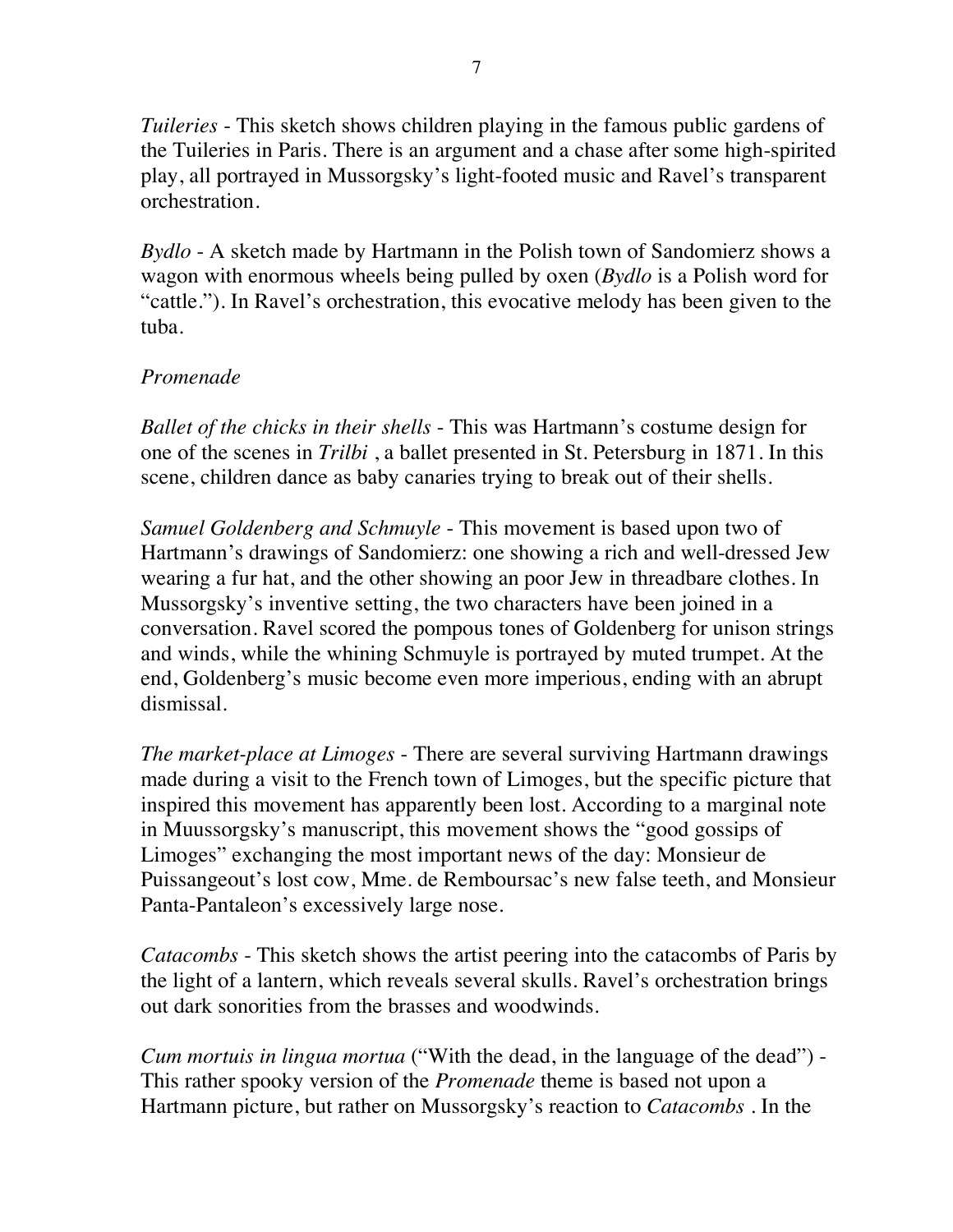*Tuileries* - This sketch shows children playing in the famous public gardens of the Tuileries in Paris. There is an argument and a chase after some high-spirited play, all portrayed in Mussorgsky's light-footed music and Ravel's transparent orchestration.

*Bydlo* - A sketch made by Hartmann in the Polish town of Sandomierz shows a wagon with enormous wheels being pulled by oxen (*Bydlo* is a Polish word for "cattle."). In Ravel's orchestration, this evocative melody has been given to the tuba.

*Promenade*

*Ballet of the chicks in their shells* - This was Hartmann's costume design for one of the scenes in *Trilbi* , a ballet presented in St. Petersburg in 1871. In this scene, children dance as baby canaries trying to break out of their shells.

*Samuel Goldenberg and Schmuyle* - This movement is based upon two of Hartmann's drawings of Sandomierz: one showing a rich and well-dressed Jew wearing a fur hat, and the other showing an poor Jew in threadbare clothes. In Mussorgsky's inventive setting, the two characters have been joined in a conversation. Ravel scored the pompous tones of Goldenberg for unison strings and winds, while the whining Schmuyle is portrayed by muted trumpet. At the end, Goldenberg's music become even more imperious, ending with an abrupt dismissal.

*The market-place at Limoges* - There are several surviving Hartmann drawings made during a visit to the French town of Limoges, but the specific picture that inspired this movement has apparently been lost. According to a marginal note in Muussorgsky's manuscript, this movement shows the "good gossips of Limoges" exchanging the most important news of the day: Monsieur de Puissangeout's lost cow, Mme. de Remboursac's new false teeth, and Monsieur Panta-Pantaleon's excessively large nose.

*Catacombs* - This sketch shows the artist peering into the catacombs of Paris by the light of a lantern, which reveals several skulls. Ravel's orchestration brings out dark sonorities from the brasses and woodwinds.

*Cum mortuis in lingua mortua* ("With the dead, in the language of the dead") - This rather spooky version of the *Promenade* theme is based not upon a Hartmann picture, but rather on Mussorgsky's reaction to *Catacombs* . In the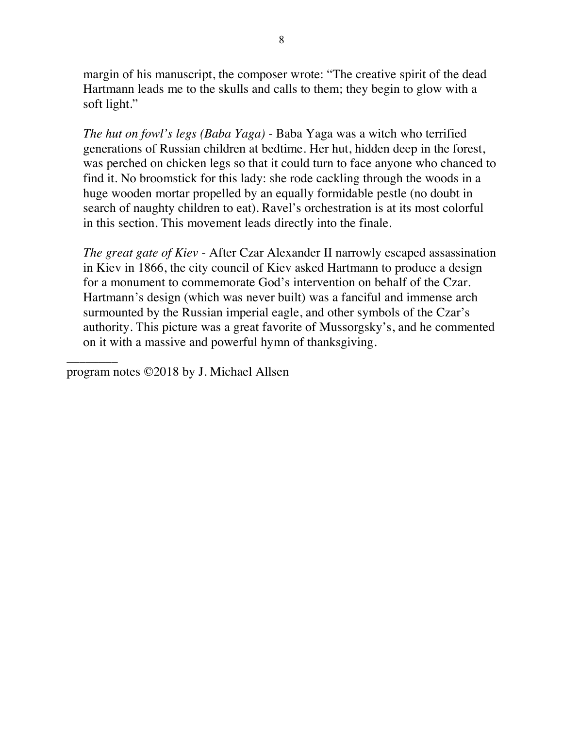margin of his manuscript, the composer wrote: "The creative spirit of the dead Hartmann leads me to the skulls and calls to them; they begin to glow with a soft light."

*The hut on fowl's legs (Baba Yaga)* - Baba Yaga was a witch who terrified generations of Russian children at bedtime. Her hut, hidden deep in the forest, was perched on chicken legs so that it could turn to face anyone who chanced to find it. No broomstick for this lady: she rode cackling through the woods in a huge wooden mortar propelled by an equally formidable pestle (no doubt in search of naughty children to eat). Ravel's orchestration is at its most colorful in this section. This movement leads directly into the finale.

*The great gate of Kiev* - After Czar Alexander II narrowly escaped assassination in Kiev in 1866, the city council of Kiev asked Hartmann to produce a design for a monument to commemorate God's intervention on behalf of the Czar. Hartmann's design (which was never built) was a fanciful and immense arch surmounted by the Russian imperial eagle, and other symbols of the Czar's authority. This picture was a great favorite of Mussorgsky's, and he commented on it with a massive and powerful hymn of thanksgiving.

________

program notes ©2018 by J. Michael Allsen